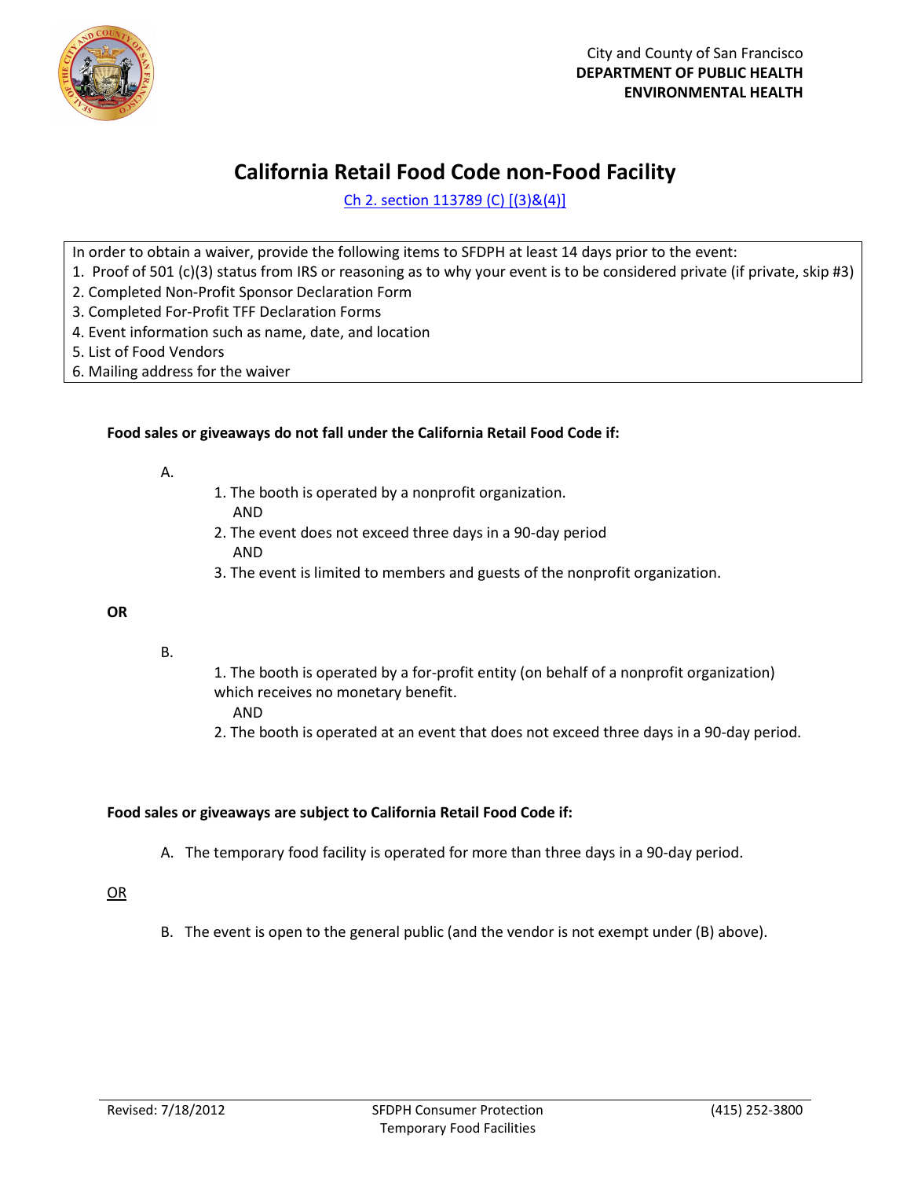City and County of San Francisco
**DEPARTMENT OF PUBLIC HEALTH**
**ENVIRONMENTAL HEALTH**

# California Retail Food Code non-Food Facility

Ch 2. section 113789 (C) [(3)&(4)]

In order to obtain a waiver, provide the following items to SFDPH at least 14 days prior to the event:

1. Proof of 501 (c)(3) status from IRS or reasoning as to why your event is to be considered private (if private, skip #3)
2. Completed Non-Profit Sponsor Declaration Form
3. Completed For-Profit TFF Declaration Forms
4. Event information such as name, date, and location
5. List of Food Vendors
6. Mailing address for the waiver

**Food sales or giveaways do not fall under the California Retail Food Code if:**

A.

1. The booth is operated by a nonprofit organization.
   AND
2. The event does not exceed three days in a 90-day period
   AND
3. The event is limited to members and guests of the nonprofit organization.

**OR**

B.

1. The booth is operated by a for-profit entity (on behalf of a nonprofit organization) which receives no monetary benefit.
   AND
2. The booth is operated at an event that does not exceed three days in a 90-day period.

**Food sales or giveaways are subject to California Retail Food Code if:**

A. The temporary food facility is operated for more than three days in a 90-day period.

OR

B. The event is open to the general public (and the vendor is not exempt under (B) above).

Revised: 7/18/2012 — SFDPH Consumer Protection Temporary Food Facilities — (415) 252-3800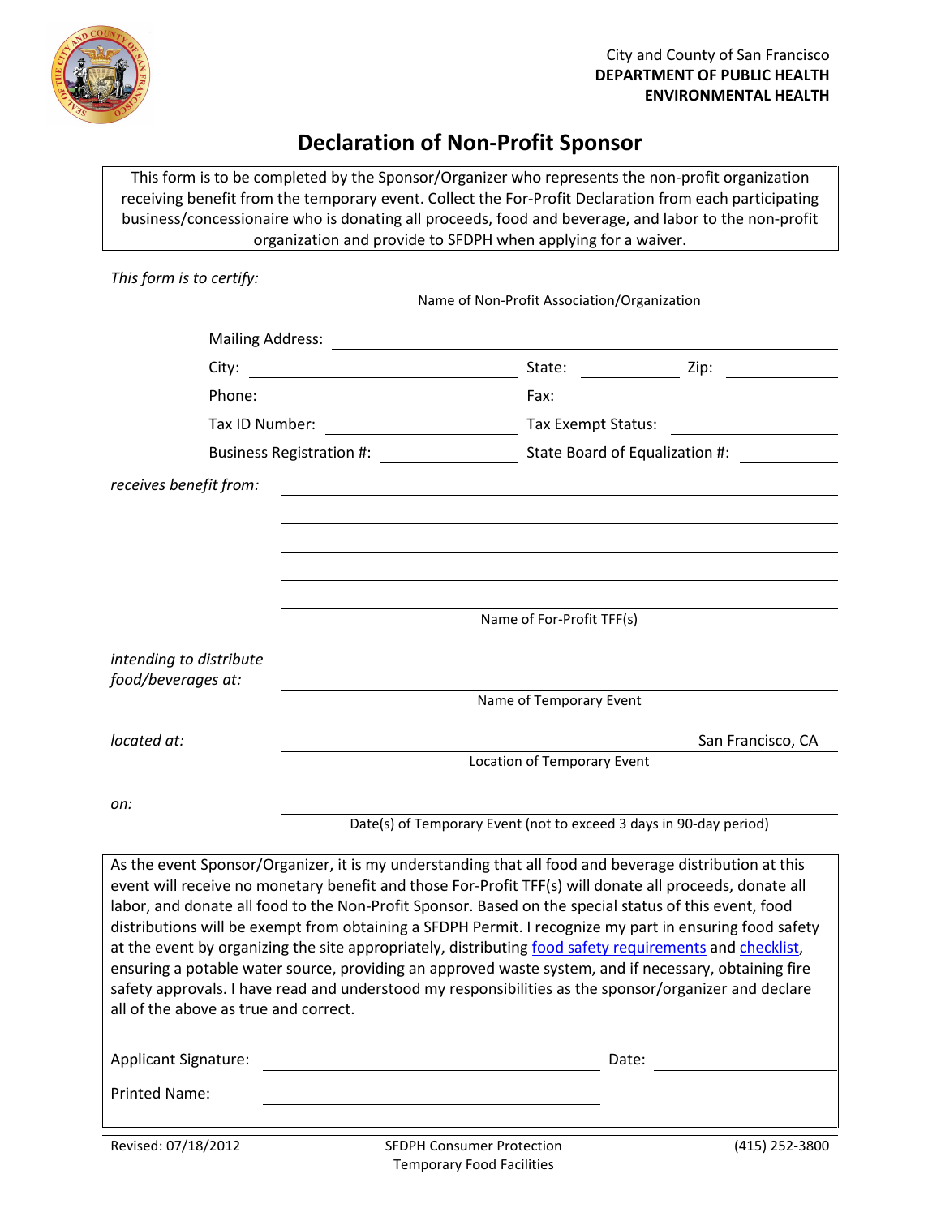City and County of San Francisco
**DEPARTMENT OF PUBLIC HEALTH**
**ENVIRONMENTAL HEALTH**

# Declaration of Non-Profit Sponsor

This form is to be completed by the Sponsor/Organizer who represents the non-profit organization receiving benefit from the temporary event. Collect the For-Profit Declaration from each participating business/concessionaire who is donating all proceeds, food and beverage, and labor to the non-profit organization and provide to SFDPH when applying for a waiver.

*This form is to certify:* ______________________________
Name of Non-Profit Association/Organization

Mailing Address: ______________________________

City: ______________ State: ________ Zip: ________

Phone: ______________ Fax: ______________

Tax ID Number: ______________ Tax Exempt Status: ______________

Business Registration #: ______________ State Board of Equalization #: ______________

*receives benefit from:* ______________________________

______________________________

______________________________

______________________________

______________________________
Name of For-Profit TFF(s)

*intending to distribute food/beverages at:* ______________________________
Name of Temporary Event

*located at:* ______________________________ San Francisco, CA
Location of Temporary Event

*on:* ______________________________
Date(s) of Temporary Event (not to exceed 3 days in 90-day period)

As the event Sponsor/Organizer, it is my understanding that all food and beverage distribution at this event will receive no monetary benefit and those For-Profit TFF(s) will donate all proceeds, donate all labor, and donate all food to the Non-Profit Sponsor. Based on the special status of this event, food distributions will be exempt from obtaining a SFDPH Permit. I recognize my part in ensuring food safety at the event by organizing the site appropriately, distributing food safety requirements and checklist, ensuring a potable water source, providing an approved waste system, and if necessary, obtaining fire safety approvals. I have read and understood my responsibilities as the sponsor/organizer and declare all of the above as true and correct.

Applicant Signature: ______________________________ Date: ______________

Printed Name: ______________________________

Revised: 07/18/2012 SFDPH Consumer Protection Temporary Food Facilities (415) 252-3800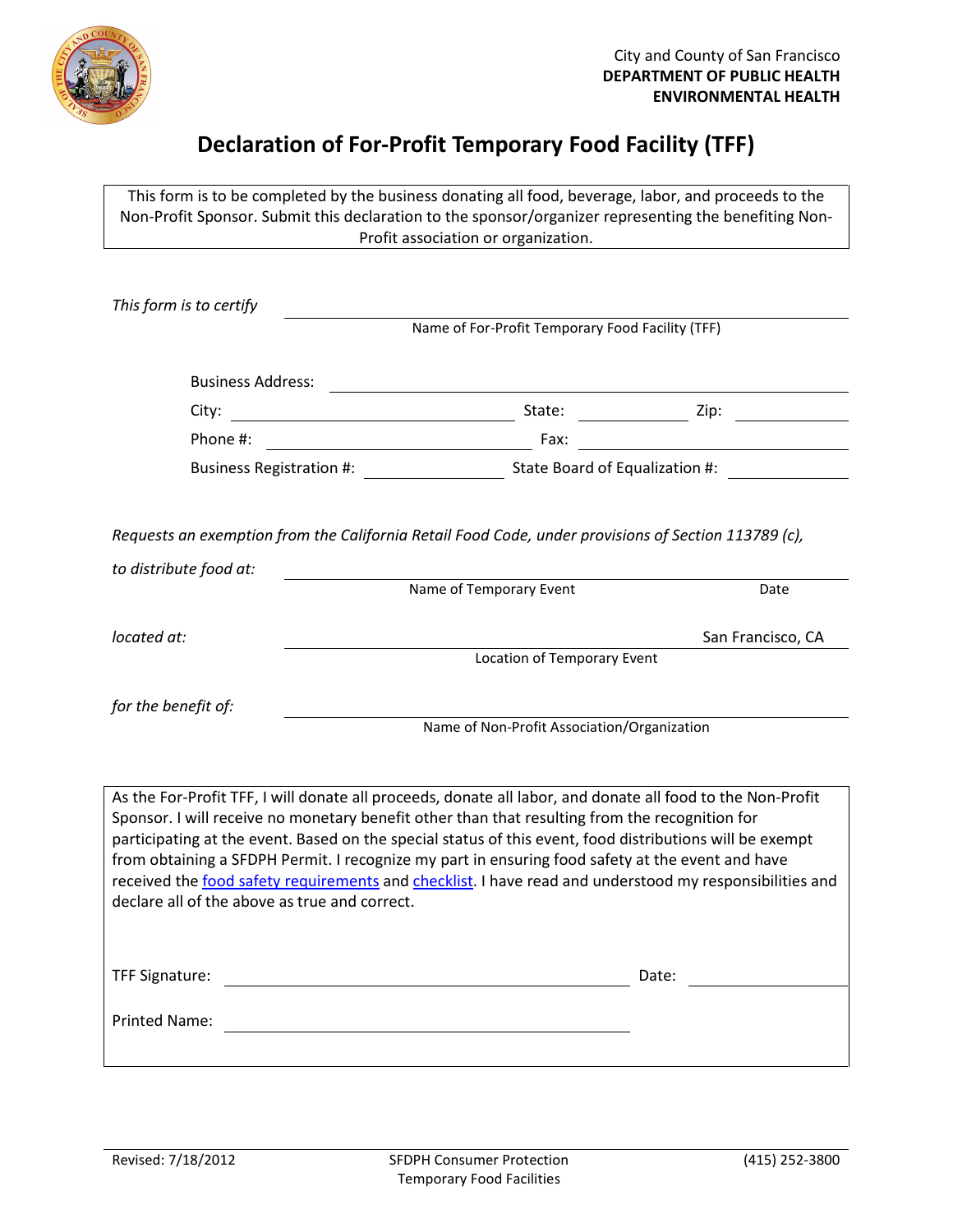City and County of San Francisco
**DEPARTMENT OF PUBLIC HEALTH**
**ENVIRONMENTAL HEALTH**

# Declaration of For-Profit Temporary Food Facility (TFF)

This form is to be completed by the business donating all food, beverage, labor, and proceeds to the Non-Profit Sponsor. Submit this declaration to the sponsor/organizer representing the benefiting Non-Profit association or organization.

*This form is to certify* ______________________________
Name of For-Profit Temporary Food Facility (TFF)

Business Address: ______________________________

City: ______________ State: ______________ Zip: ______________

Phone #: ______________ Fax: ______________

Business Registration #: ______________ State Board of Equalization #: ______________

*Requests an exemption from the California Retail Food Code, under provisions of Section 113789 (c),*

*to distribute food at:* ______________________________
Name of Temporary Event — Date

*located at:* ______________________________ San Francisco, CA
Location of Temporary Event

*for the benefit of:* ______________________________
Name of Non-Profit Association/Organization

As the For-Profit TFF, I will donate all proceeds, donate all labor, and donate all food to the Non-Profit Sponsor. I will receive no monetary benefit other than that resulting from the recognition for participating at the event. Based on the special status of this event, food distributions will be exempt from obtaining a SFDPH Permit. I recognize my part in ensuring food safety at the event and have received the food safety requirements and checklist. I have read and understood my responsibilities and declare all of the above as true and correct.

TFF Signature: ______________________________ Date: ______________

Printed Name: ______________________________

Revised: 7/18/2012 — SFDPH Consumer Protection Temporary Food Facilities — (415) 252-3800